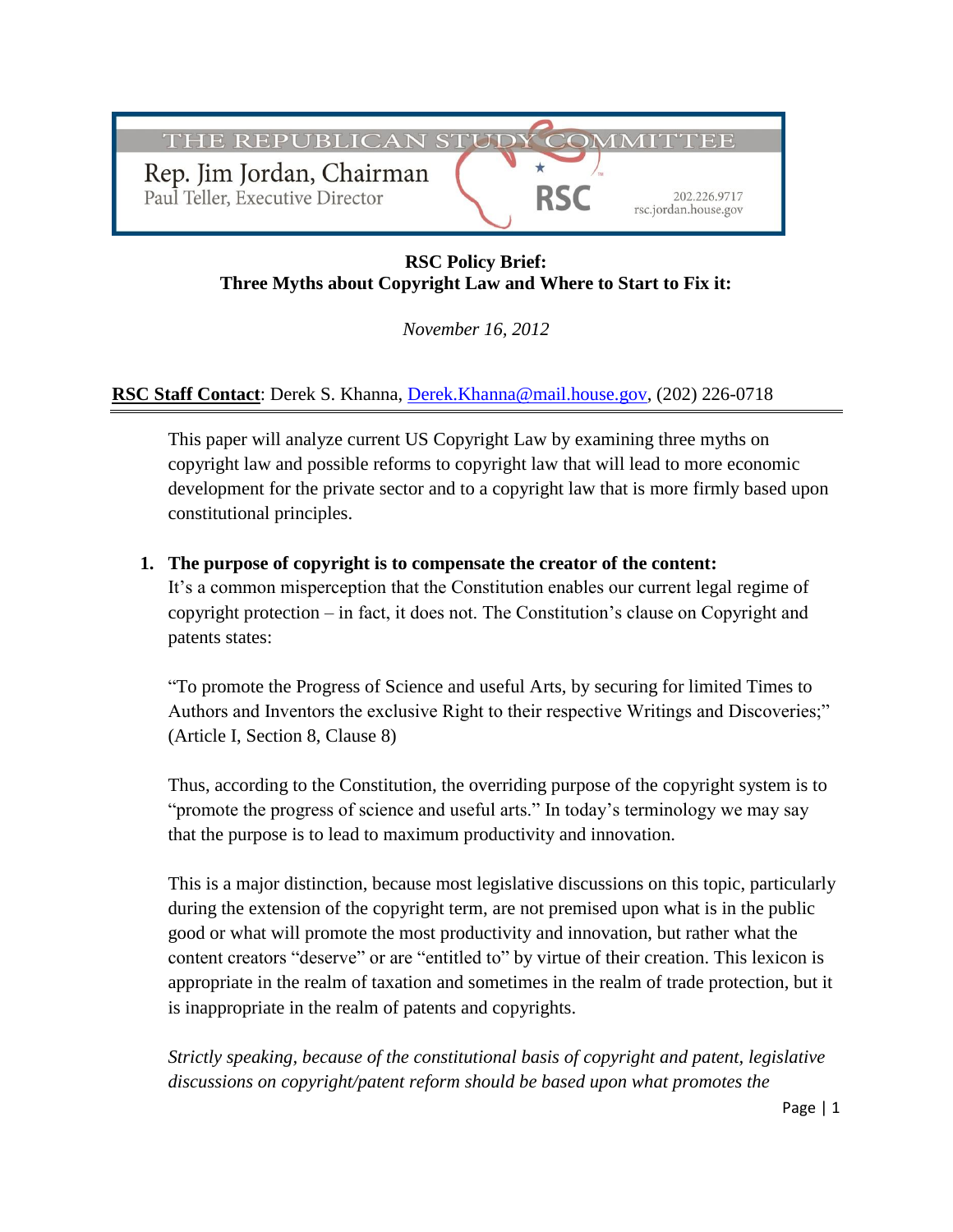THE REPUBLICAN STUDY COMMITTEE

Rep. Jim Jordan, Chairman
Paul Teller, Executive Director

RSC

202.226.9717
rsc.jordan.house.gov

**RSC Policy Brief:**
**Three Myths about Copyright Law and Where to Start to Fix it:**

*November 16, 2012*

**RSC Staff Contact**: Derek S. Khanna, Derek.Khanna@mail.house.gov, (202) 226-0718

---

This paper will analyze current US Copyright Law by examining three myths on copyright law and possible reforms to copyright law that will lead to more economic development for the private sector and to a copyright law that is more firmly based upon constitutional principles.

1. **The purpose of copyright is to compensate the creator of the content:**
   It's a common misperception that the Constitution enables our current legal regime of copyright protection – in fact, it does not. The Constitution's clause on Copyright and patents states:

   "To promote the Progress of Science and useful Arts, by securing for limited Times to Authors and Inventors the exclusive Right to their respective Writings and Discoveries;" (Article I, Section 8, Clause 8)

   Thus, according to the Constitution, the overriding purpose of the copyright system is to "promote the progress of science and useful arts." In today's terminology we may say that the purpose is to lead to maximum productivity and innovation.

   This is a major distinction, because most legislative discussions on this topic, particularly during the extension of the copyright term, are not premised upon what is in the public good or what will promote the most productivity and innovation, but rather what the content creators "deserve" or are "entitled to" by virtue of their creation. This lexicon is appropriate in the realm of taxation and sometimes in the realm of trade protection, but it is inappropriate in the realm of patents and copyrights.

   *Strictly speaking, because of the constitutional basis of copyright and patent, legislative discussions on copyright/patent reform should be based upon what promotes the*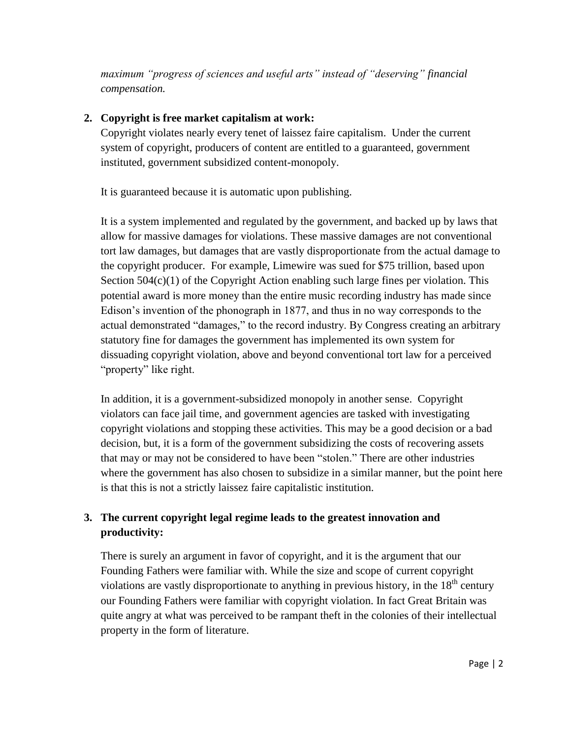*maximum "progress of sciences and useful arts" instead of "deserving" financial compensation.*

**2. Copyright is free market capitalism at work:**

Copyright violates nearly every tenet of laissez faire capitalism. Under the current system of copyright, producers of content are entitled to a guaranteed, government instituted, government subsidized content-monopoly.

It is guaranteed because it is automatic upon publishing.

It is a system implemented and regulated by the government, and backed up by laws that allow for massive damages for violations. These massive damages are not conventional tort law damages, but damages that are vastly disproportionate from the actual damage to the copyright producer. For example, Limewire was sued for $75 trillion, based upon Section 504(c)(1) of the Copyright Action enabling such large fines per violation. This potential award is more money than the entire music recording industry has made since Edison's invention of the phonograph in 1877, and thus in no way corresponds to the actual demonstrated "damages," to the record industry. By Congress creating an arbitrary statutory fine for damages the government has implemented its own system for dissuading copyright violation, above and beyond conventional tort law for a perceived "property" like right.

In addition, it is a government-subsidized monopoly in another sense. Copyright violators can face jail time, and government agencies are tasked with investigating copyright violations and stopping these activities. This may be a good decision or a bad decision, but, it is a form of the government subsidizing the costs of recovering assets that may or may not be considered to have been "stolen." There are other industries where the government has also chosen to subsidize in a similar manner, but the point here is that this is not a strictly laissez faire capitalistic institution.

**3. The current copyright legal regime leads to the greatest innovation and productivity:**

There is surely an argument in favor of copyright, and it is the argument that our Founding Fathers were familiar with. While the size and scope of current copyright violations are vastly disproportionate to anything in previous history, in the 18th century our Founding Fathers were familiar with copyright violation. In fact Great Britain was quite angry at what was perceived to be rampant theft in the colonies of their intellectual property in the form of literature.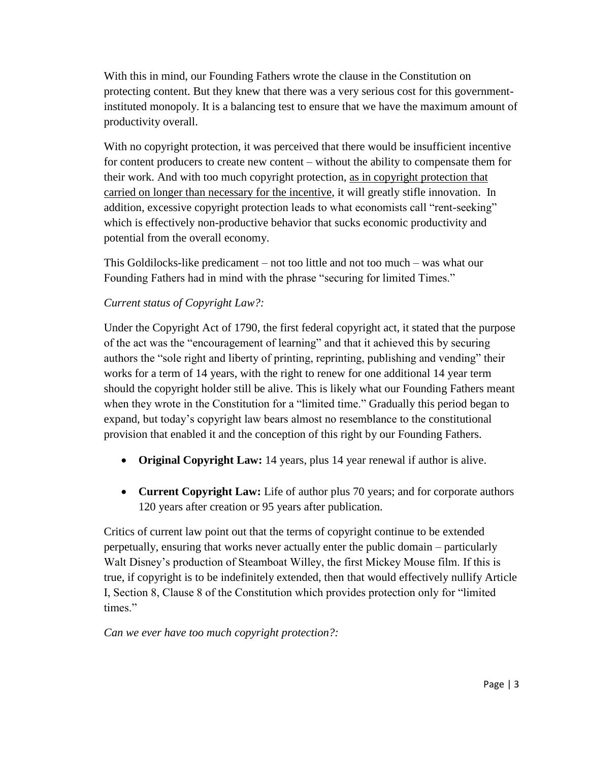With this in mind, our Founding Fathers wrote the clause in the Constitution on protecting content. But they knew that there was a very serious cost for this government-instituted monopoly. It is a balancing test to ensure that we have the maximum amount of productivity overall.

With no copyright protection, it was perceived that there would be insufficient incentive for content producers to create new content – without the ability to compensate them for their work. And with too much copyright protection, <u>as in copyright protection that carried on longer than necessary for the incentive</u>, it will greatly stifle innovation. In addition, excessive copyright protection leads to what economists call "rent-seeking" which is effectively non-productive behavior that sucks economic productivity and potential from the overall economy.

This Goldilocks-like predicament – not too little and not too much – was what our Founding Fathers had in mind with the phrase "securing for limited Times."

*Current status of Copyright Law?:*

Under the Copyright Act of 1790, the first federal copyright act, it stated that the purpose of the act was the "encouragement of learning" and that it achieved this by securing authors the "sole right and liberty of printing, reprinting, publishing and vending" their works for a term of 14 years, with the right to renew for one additional 14 year term should the copyright holder still be alive. This is likely what our Founding Fathers meant when they wrote in the Constitution for a "limited time." Gradually this period began to expand, but today's copyright law bears almost no resemblance to the constitutional provision that enabled it and the conception of this right by our Founding Fathers.

- **Original Copyright Law:** 14 years, plus 14 year renewal if author is alive.
- **Current Copyright Law:** Life of author plus 70 years; and for corporate authors 120 years after creation or 95 years after publication.

Critics of current law point out that the terms of copyright continue to be extended perpetually, ensuring that works never actually enter the public domain – particularly Walt Disney's production of Steamboat Willey, the first Mickey Mouse film. If this is true, if copyright is to be indefinitely extended, then that would effectively nullify Article I, Section 8, Clause 8 of the Constitution which provides protection only for "limited times."

*Can we ever have too much copyright protection?:*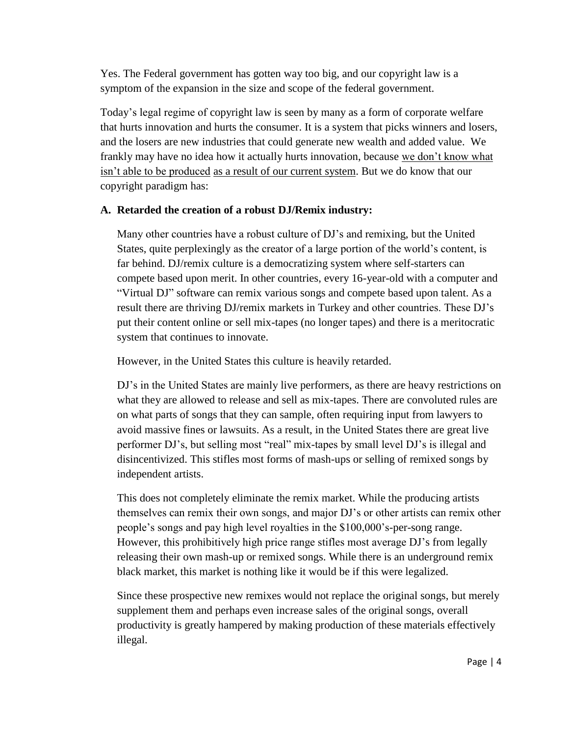Yes. The Federal government has gotten way too big, and our copyright law is a symptom of the expansion in the size and scope of the federal government.

Today's legal regime of copyright law is seen by many as a form of corporate welfare that hurts innovation and hurts the consumer. It is a system that picks winners and losers, and the losers are new industries that could generate new wealth and added value. We frankly may have no idea how it actually hurts innovation, because <u>we don't know what isn't able to be produced</u> <u>as a result of our current system</u>. But we do know that our copyright paradigm has:

**A. Retarded the creation of a robust DJ/Remix industry:**

Many other countries have a robust culture of DJ's and remixing, but the United States, quite perplexingly as the creator of a large portion of the world's content, is far behind. DJ/remix culture is a democratizing system where self-starters can compete based upon merit. In other countries, every 16-year-old with a computer and "Virtual DJ" software can remix various songs and compete based upon talent. As a result there are thriving DJ/remix markets in Turkey and other countries. These DJ's put their content online or sell mix-tapes (no longer tapes) and there is a meritocratic system that continues to innovate.

However, in the United States this culture is heavily retarded.

DJ's in the United States are mainly live performers, as there are heavy restrictions on what they are allowed to release and sell as mix-tapes. There are convoluted rules are on what parts of songs that they can sample, often requiring input from lawyers to avoid massive fines or lawsuits. As a result, in the United States there are great live performer DJ's, but selling most "real" mix-tapes by small level DJ's is illegal and disincentivized. This stifles most forms of mash-ups or selling of remixed songs by independent artists.

This does not completely eliminate the remix market. While the producing artists themselves can remix their own songs, and major DJ's or other artists can remix other people's songs and pay high level royalties in the $100,000's-per-song range. However, this prohibitively high price range stifles most average DJ's from legally releasing their own mash-up or remixed songs. While there is an underground remix black market, this market is nothing like it would be if this were legalized.

Since these prospective new remixes would not replace the original songs, but merely supplement them and perhaps even increase sales of the original songs, overall productivity is greatly hampered by making production of these materials effectively illegal.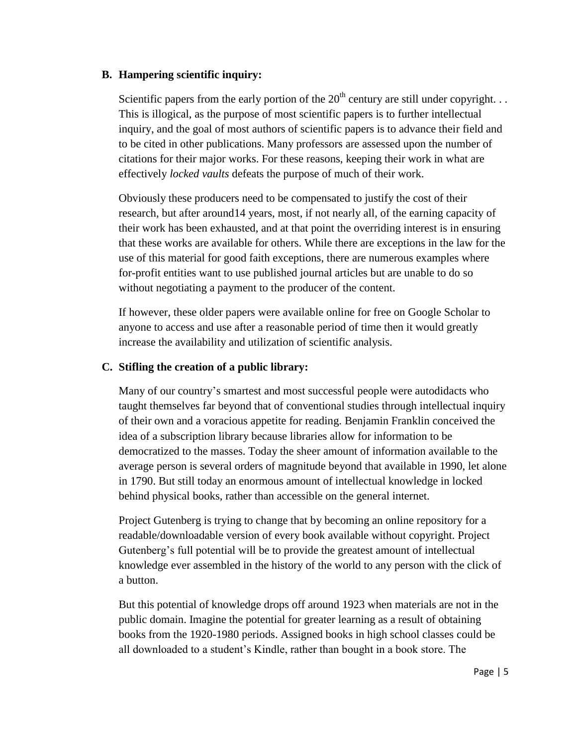**B. Hampering scientific inquiry:**

Scientific papers from the early portion of the 20th century are still under copyright. . . This is illogical, as the purpose of most scientific papers is to further intellectual inquiry, and the goal of most authors of scientific papers is to advance their field and to be cited in other publications. Many professors are assessed upon the number of citations for their major works. For these reasons, keeping their work in what are effectively *locked vaults* defeats the purpose of much of their work.

Obviously these producers need to be compensated to justify the cost of their research, but after around14 years, most, if not nearly all, of the earning capacity of their work has been exhausted, and at that point the overriding interest is in ensuring that these works are available for others. While there are exceptions in the law for the use of this material for good faith exceptions, there are numerous examples where for-profit entities want to use published journal articles but are unable to do so without negotiating a payment to the producer of the content.

If however, these older papers were available online for free on Google Scholar to anyone to access and use after a reasonable period of time then it would greatly increase the availability and utilization of scientific analysis.

**C. Stifling the creation of a public library:**

Many of our country's smartest and most successful people were autodidacts who taught themselves far beyond that of conventional studies through intellectual inquiry of their own and a voracious appetite for reading. Benjamin Franklin conceived the idea of a subscription library because libraries allow for information to be democratized to the masses. Today the sheer amount of information available to the average person is several orders of magnitude beyond that available in 1990, let alone in 1790. But still today an enormous amount of intellectual knowledge in locked behind physical books, rather than accessible on the general internet.

Project Gutenberg is trying to change that by becoming an online repository for a readable/downloadable version of every book available without copyright. Project Gutenberg's full potential will be to provide the greatest amount of intellectual knowledge ever assembled in the history of the world to any person with the click of a button.

But this potential of knowledge drops off around 1923 when materials are not in the public domain. Imagine the potential for greater learning as a result of obtaining books from the 1920-1980 periods. Assigned books in high school classes could be all downloaded to a student's Kindle, rather than bought in a book store. The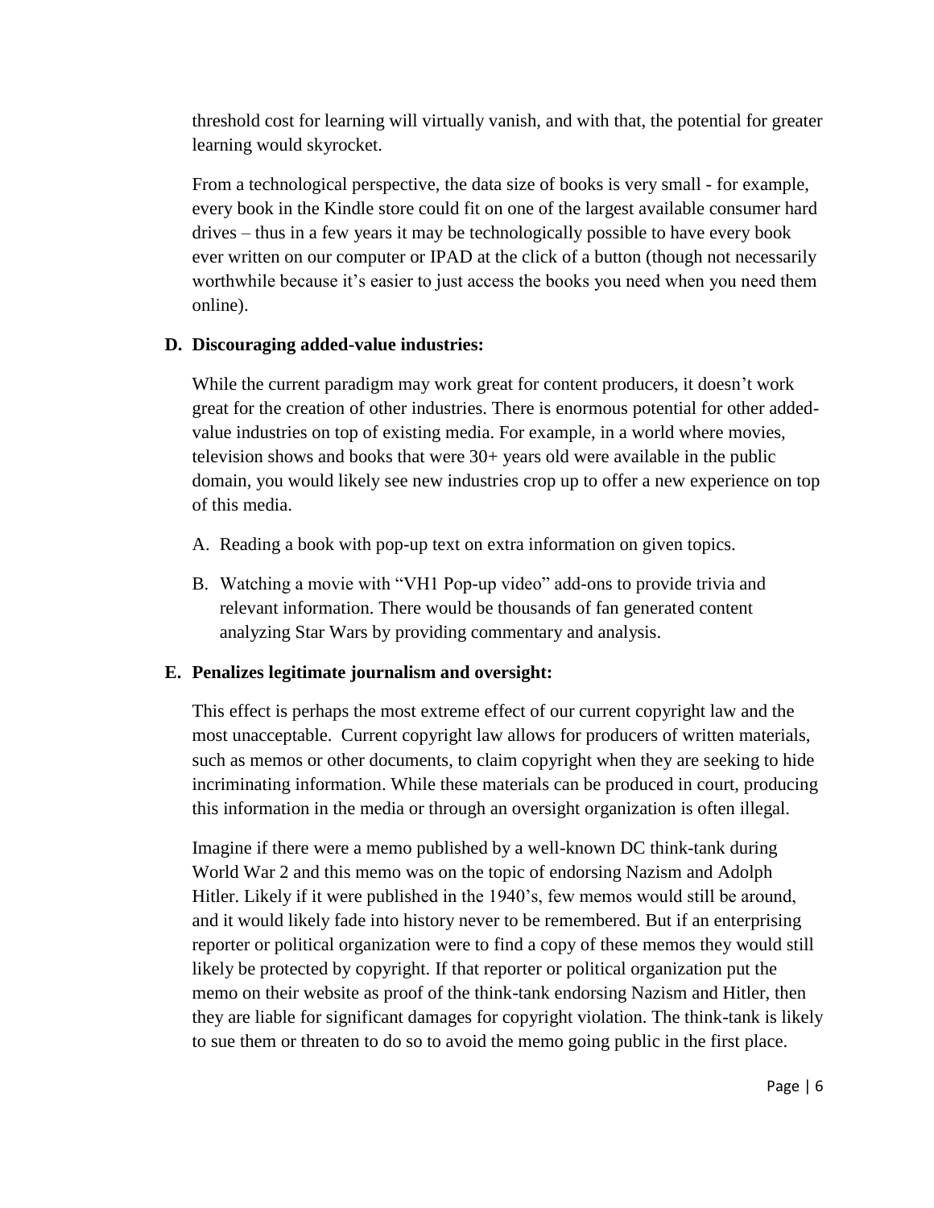threshold cost for learning will virtually vanish, and with that, the potential for greater learning would skyrocket.

From a technological perspective, the data size of books is very small - for example, every book in the Kindle store could fit on one of the largest available consumer hard drives – thus in a few years it may be technologically possible to have every book ever written on our computer or IPAD at the click of a button (though not necessarily worthwhile because it's easier to just access the books you need when you need them online).

**D. Discouraging added-value industries:**

While the current paradigm may work great for content producers, it doesn't work great for the creation of other industries. There is enormous potential for other added-value industries on top of existing media. For example, in a world where movies, television shows and books that were 30+ years old were available in the public domain, you would likely see new industries crop up to offer a new experience on top of this media.

A. Reading a book with pop-up text on extra information on given topics.

B. Watching a movie with "VH1 Pop-up video" add-ons to provide trivia and relevant information. There would be thousands of fan generated content analyzing Star Wars by providing commentary and analysis.

**E. Penalizes legitimate journalism and oversight:**

This effect is perhaps the most extreme effect of our current copyright law and the most unacceptable. Current copyright law allows for producers of written materials, such as memos or other documents, to claim copyright when they are seeking to hide incriminating information. While these materials can be produced in court, producing this information in the media or through an oversight organization is often illegal.

Imagine if there were a memo published by a well-known DC think-tank during World War 2 and this memo was on the topic of endorsing Nazism and Adolph Hitler. Likely if it were published in the 1940's, few memos would still be around, and it would likely fade into history never to be remembered. But if an enterprising reporter or political organization were to find a copy of these memos they would still likely be protected by copyright. If that reporter or political organization put the memo on their website as proof of the think-tank endorsing Nazism and Hitler, then they are liable for significant damages for copyright violation. The think-tank is likely to sue them or threaten to do so to avoid the memo going public in the first place.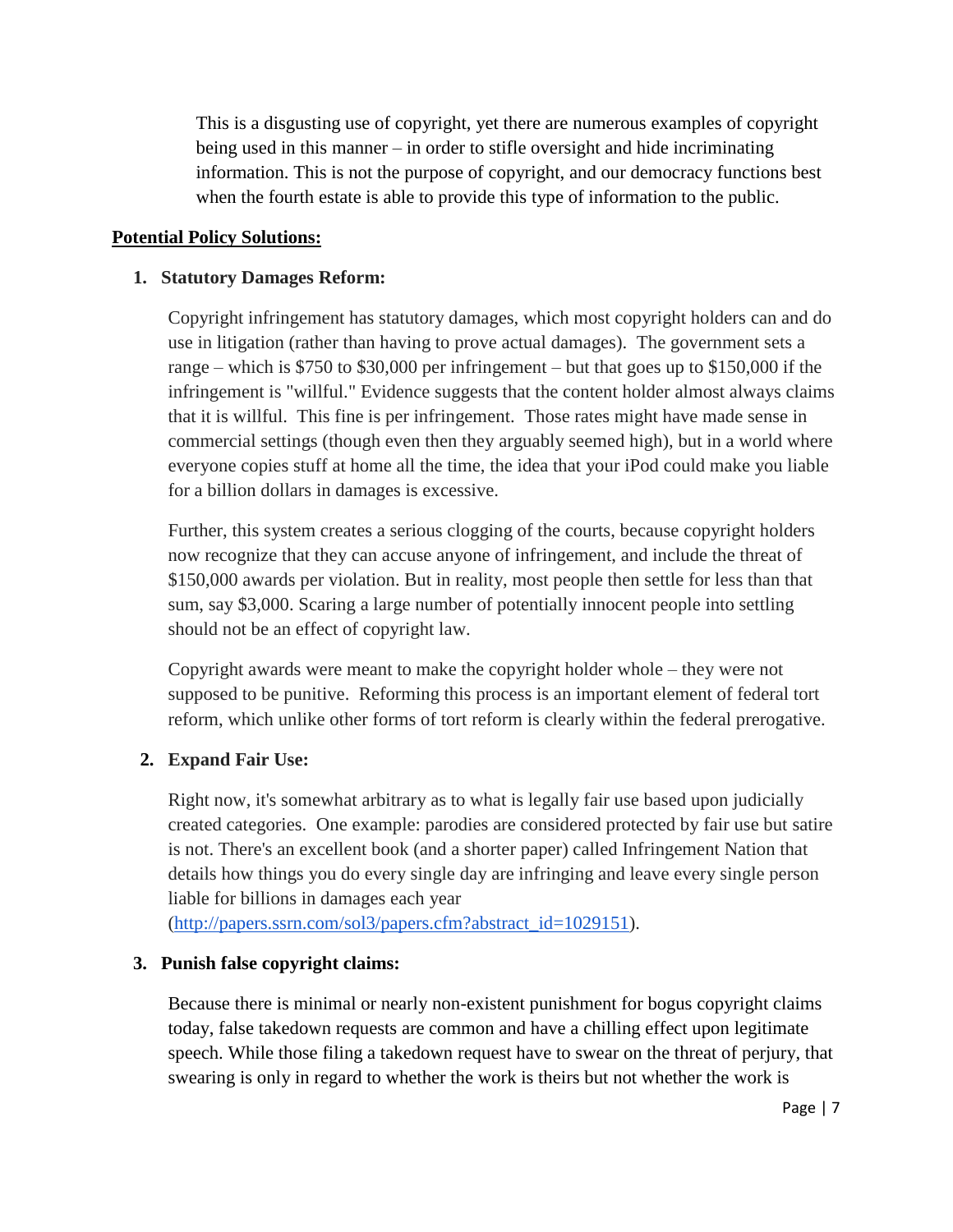This is a disgusting use of copyright, yet there are numerous examples of copyright being used in this manner – in order to stifle oversight and hide incriminating information. This is not the purpose of copyright, and our democracy functions best when the fourth estate is able to provide this type of information to the public.

**Potential Policy Solutions:**

1. **Statutory Damages Reform:**

   Copyright infringement has statutory damages, which most copyright holders can and do use in litigation (rather than having to prove actual damages). The government sets a range – which is $750 to $30,000 per infringement – but that goes up to $150,000 if the infringement is "willful." Evidence suggests that the content holder almost always claims that it is willful. This fine is per infringement. Those rates might have made sense in commercial settings (though even then they arguably seemed high), but in a world where everyone copies stuff at home all the time, the idea that your iPod could make you liable for a billion dollars in damages is excessive.

   Further, this system creates a serious clogging of the courts, because copyright holders now recognize that they can accuse anyone of infringement, and include the threat of $150,000 awards per violation. But in reality, most people then settle for less than that sum, say $3,000. Scaring a large number of potentially innocent people into settling should not be an effect of copyright law.

   Copyright awards were meant to make the copyright holder whole – they were not supposed to be punitive. Reforming this process is an important element of federal tort reform, which unlike other forms of tort reform is clearly within the federal prerogative.

2. **Expand Fair Use:**

   Right now, it's somewhat arbitrary as to what is legally fair use based upon judicially created categories. One example: parodies are considered protected by fair use but satire is not. There's an excellent book (and a shorter paper) called Infringement Nation that details how things you do every single day are infringing and leave every single person liable for billions in damages each year ([http://papers.ssrn.com/sol3/papers.cfm?abstract_id=1029151](http://papers.ssrn.com/sol3/papers.cfm?abstract_id=1029151)).

3. **Punish false copyright claims:**

   Because there is minimal or nearly non-existent punishment for bogus copyright claims today, false takedown requests are common and have a chilling effect upon legitimate speech. While those filing a takedown request have to swear on the threat of perjury, that swearing is only in regard to whether the work is theirs but not whether the work is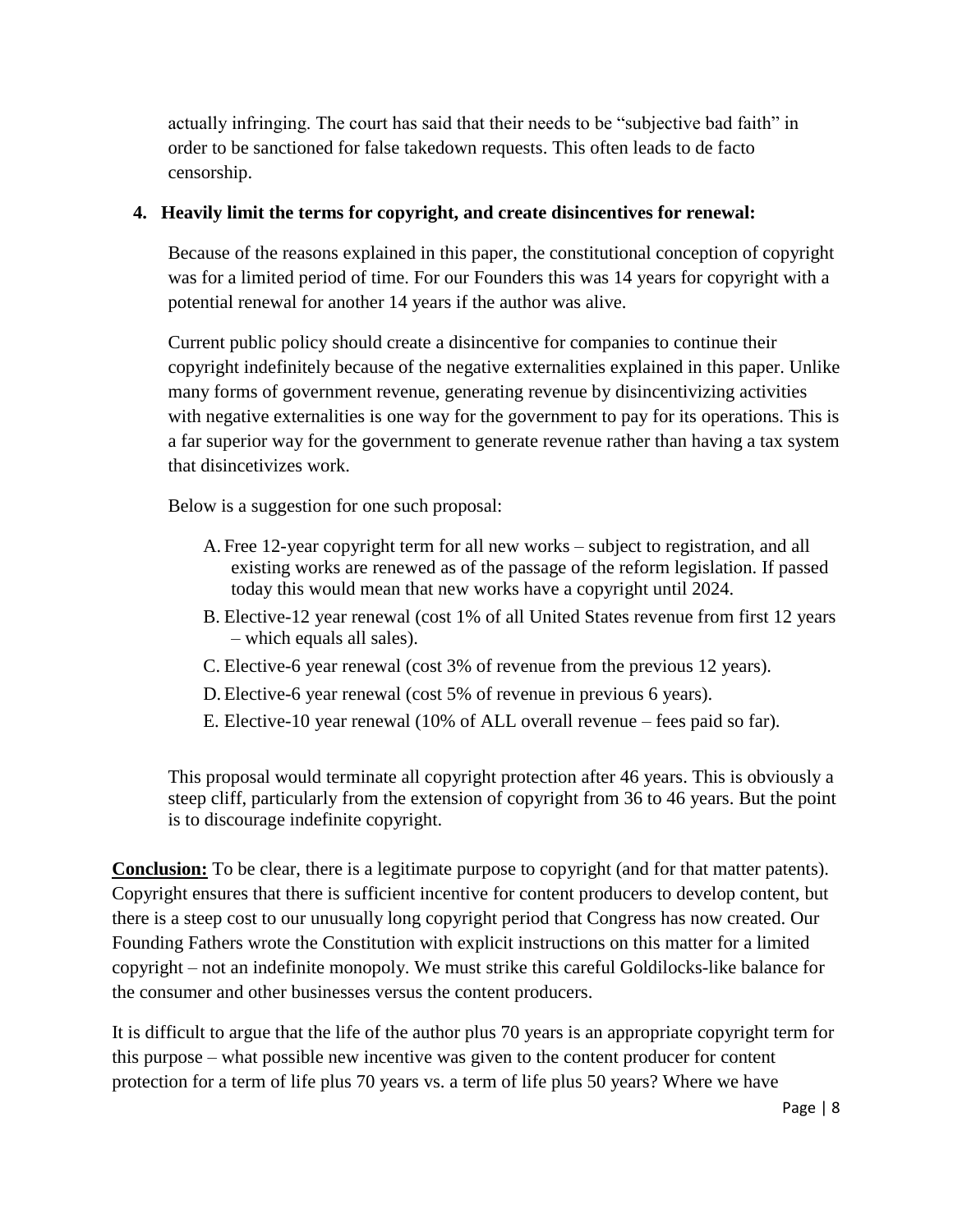actually infringing. The court has said that their needs to be "subjective bad faith" in order to be sanctioned for false takedown requests. This often leads to de facto censorship.

4. **Heavily limit the terms for copyright, and create disincentives for renewal:**

Because of the reasons explained in this paper, the constitutional conception of copyright was for a limited period of time. For our Founders this was 14 years for copyright with a potential renewal for another 14 years if the author was alive.

Current public policy should create a disincentive for companies to continue their copyright indefinitely because of the negative externalities explained in this paper. Unlike many forms of government revenue, generating revenue by disincentivizing activities with negative externalities is one way for the government to pay for its operations. This is a far superior way for the government to generate revenue rather than having a tax system that disincetivizes work.

Below is a suggestion for one such proposal:

A. Free 12-year copyright term for all new works – subject to registration, and all existing works are renewed as of the passage of the reform legislation. If passed today this would mean that new works have a copyright until 2024.
B. Elective-12 year renewal (cost 1% of all United States revenue from first 12 years – which equals all sales).
C. Elective-6 year renewal (cost 3% of revenue from the previous 12 years).
D. Elective-6 year renewal (cost 5% of revenue in previous 6 years).
E. Elective-10 year renewal (10% of ALL overall revenue – fees paid so far).

This proposal would terminate all copyright protection after 46 years. This is obviously a steep cliff, particularly from the extension of copyright from 36 to 46 years. But the point is to discourage indefinite copyright.

**Conclusion:** To be clear, there is a legitimate purpose to copyright (and for that matter patents). Copyright ensures that there is sufficient incentive for content producers to develop content, but there is a steep cost to our unusually long copyright period that Congress has now created. Our Founding Fathers wrote the Constitution with explicit instructions on this matter for a limited copyright – not an indefinite monopoly. We must strike this careful Goldilocks-like balance for the consumer and other businesses versus the content producers.

It is difficult to argue that the life of the author plus 70 years is an appropriate copyright term for this purpose – what possible new incentive was given to the content producer for content protection for a term of life plus 70 years vs. a term of life plus 50 years? Where we have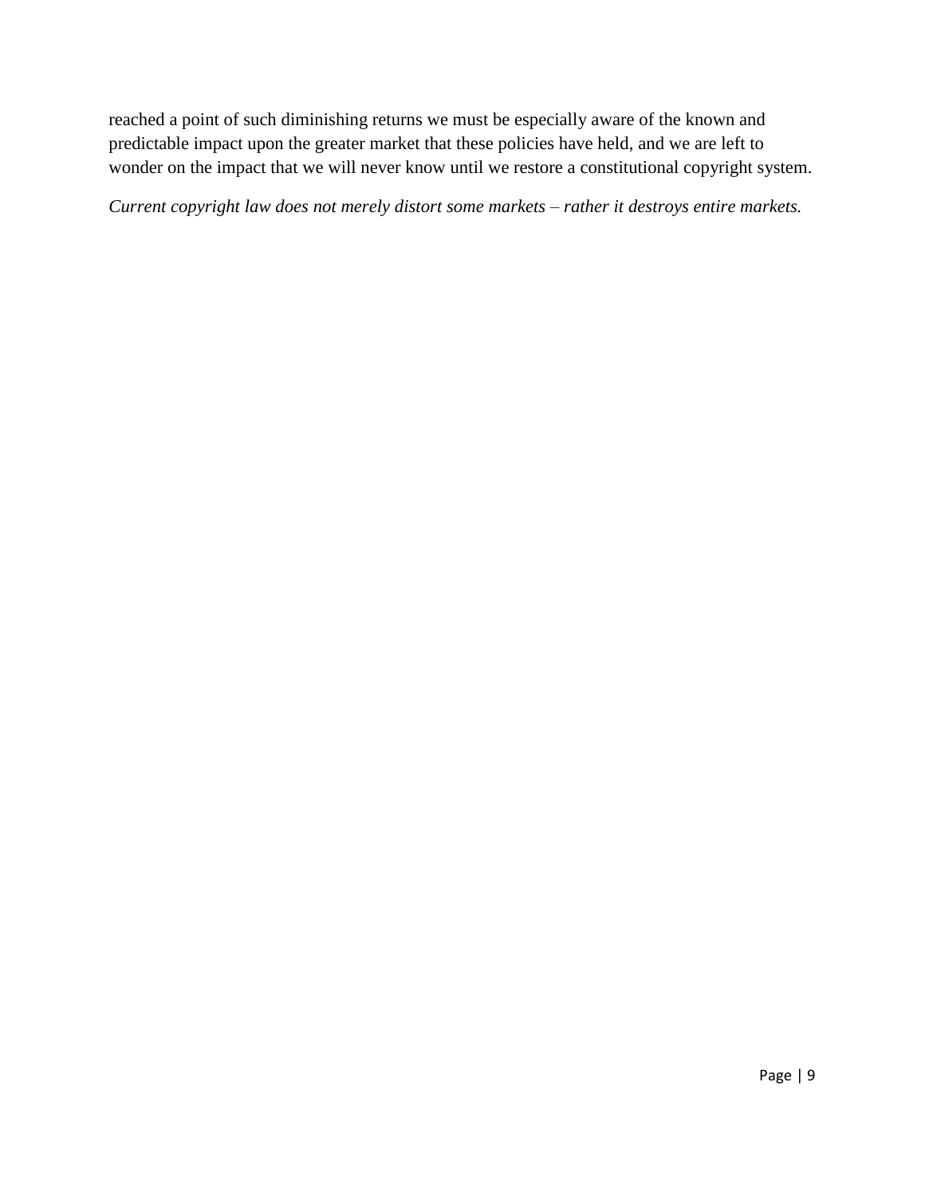reached a point of such diminishing returns we must be especially aware of the known and predictable impact upon the greater market that these policies have held, and we are left to wonder on the impact that we will never know until we restore a constitutional copyright system.

*Current copyright law does not merely distort some markets – rather it destroys entire markets.*